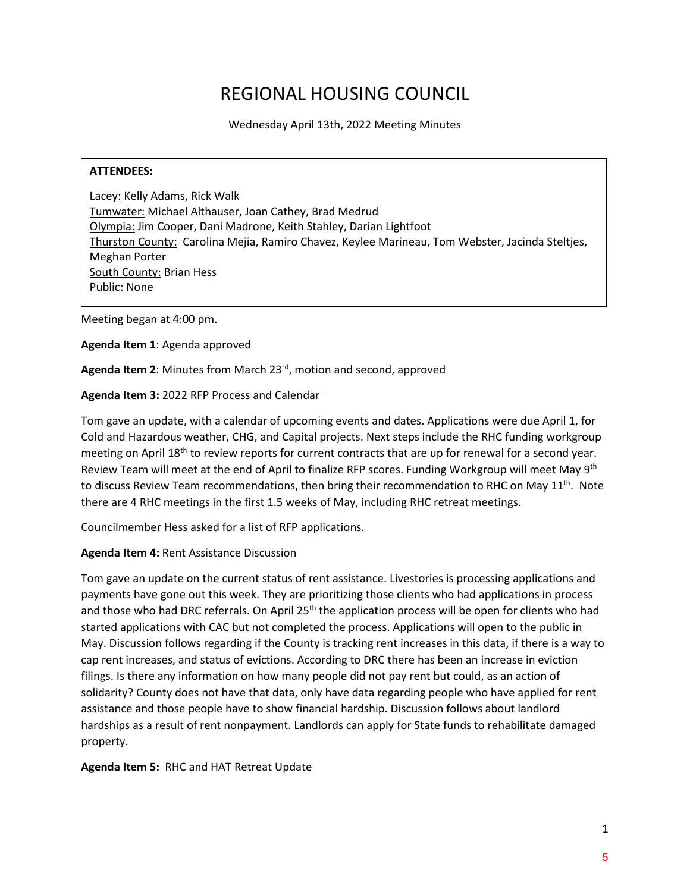# REGIONAL HOUSING COUNCIL

Wednesday April 13th, 2022 Meeting Minutes

**ATTENDEES:**

Lacey: Kelly Adams, Rick Walk
Tumwater: Michael Althauser, Joan Cathey, Brad Medrud
Olympia: Jim Cooper, Dani Madrone, Keith Stahley, Darian Lightfoot
Thurston County: Carolina Mejia, Ramiro Chavez, Keylee Marineau, Tom Webster, Jacinda Steltjes, Meghan Porter
South County: Brian Hess
Public: None

Meeting began at 4:00 pm.

**Agenda Item 1**: Agenda approved

**Agenda Item 2**: Minutes from March 23rd, motion and second, approved

**Agenda Item 3:** 2022 RFP Process and Calendar

Tom gave an update, with a calendar of upcoming events and dates. Applications were due April 1, for Cold and Hazardous weather, CHG, and Capital projects. Next steps include the RHC funding workgroup meeting on April 18th to review reports for current contracts that are up for renewal for a second year. Review Team will meet at the end of April to finalize RFP scores. Funding Workgroup will meet May 9th to discuss Review Team recommendations, then bring their recommendation to RHC on May 11th. Note there are 4 RHC meetings in the first 1.5 weeks of May, including RHC retreat meetings.

Councilmember Hess asked for a list of RFP applications.

**Agenda Item 4:** Rent Assistance Discussion

Tom gave an update on the current status of rent assistance. Livestories is processing applications and payments have gone out this week. They are prioritizing those clients who had applications in process and those who had DRC referrals. On April 25th the application process will be open for clients who had started applications with CAC but not completed the process. Applications will open to the public in May. Discussion follows regarding if the County is tracking rent increases in this data, if there is a way to cap rent increases, and status of evictions. According to DRC there has been an increase in eviction filings. Is there any information on how many people did not pay rent but could, as an action of solidarity? County does not have that data, only have data regarding people who have applied for rent assistance and those people have to show financial hardship. Discussion follows about landlord hardships as a result of rent nonpayment. Landlords can apply for State funds to rehabilitate damaged property.

**Agenda Item 5:** RHC and HAT Retreat Update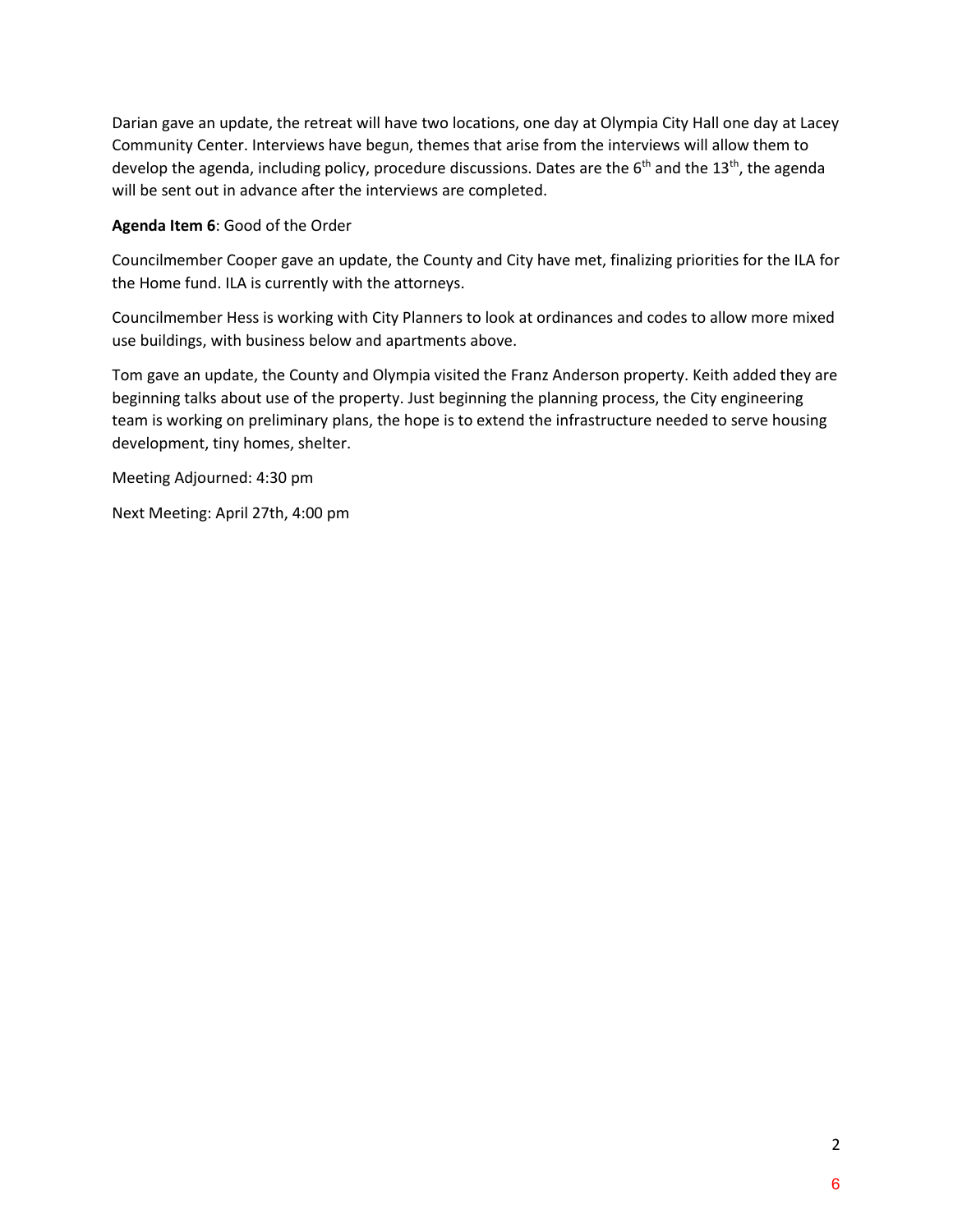Darian gave an update, the retreat will have two locations, one day at Olympia City Hall one day at Lacey Community Center. Interviews have begun, themes that arise from the interviews will allow them to develop the agenda, including policy, procedure discussions. Dates are the 6th and the 13th, the agenda will be sent out in advance after the interviews are completed.

**Agenda Item 6**: Good of the Order

Councilmember Cooper gave an update, the County and City have met, finalizing priorities for the ILA for the Home fund. ILA is currently with the attorneys.

Councilmember Hess is working with City Planners to look at ordinances and codes to allow more mixed use buildings, with business below and apartments above.

Tom gave an update, the County and Olympia visited the Franz Anderson property. Keith added they are beginning talks about use of the property. Just beginning the planning process, the City engineering team is working on preliminary plans, the hope is to extend the infrastructure needed to serve housing development, tiny homes, shelter.

Meeting Adjourned: 4:30 pm

Next Meeting: April 27th, 4:00 pm